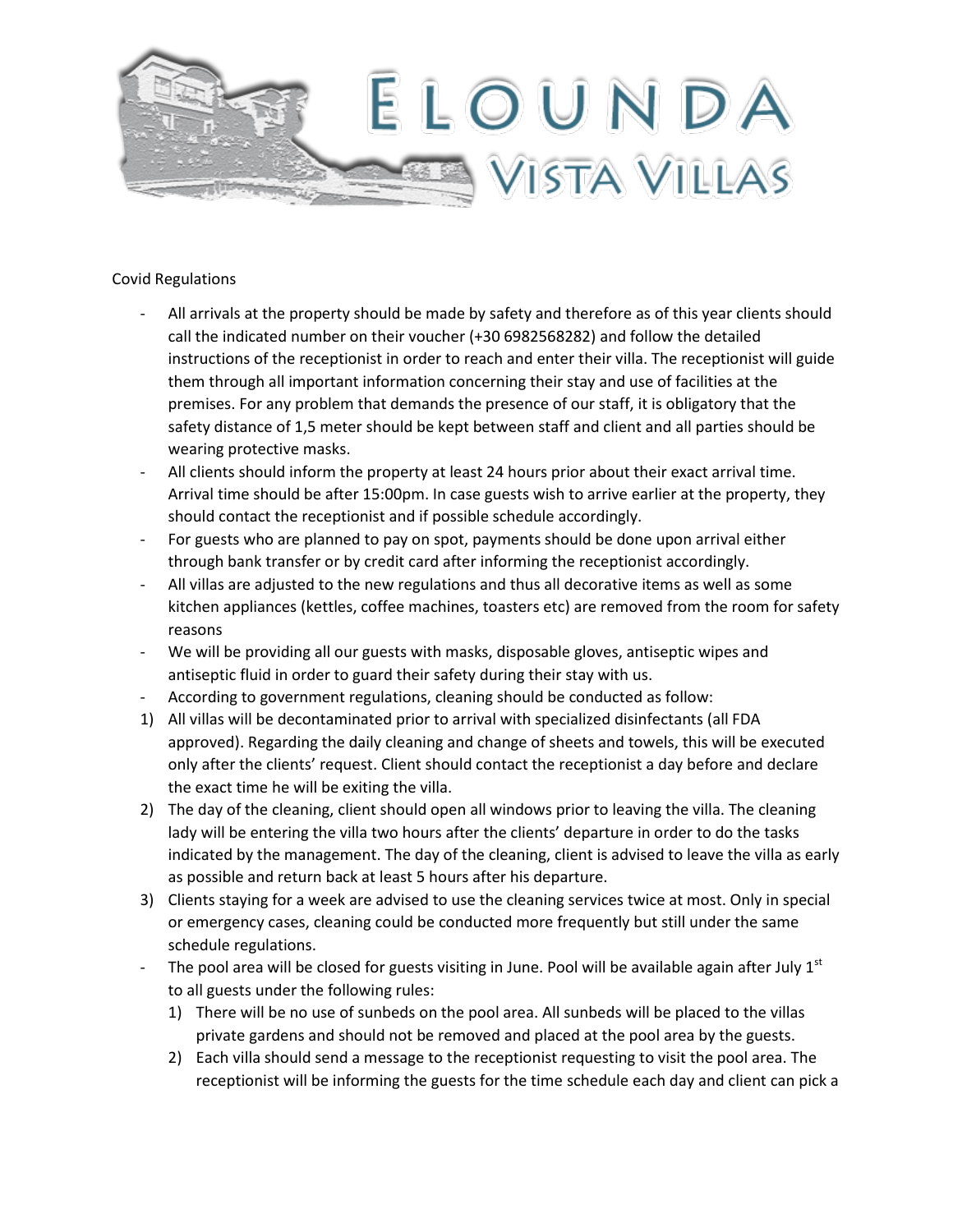# ELOUNDA VISTA VILLAS

Covid Regulations

- All arrivals at the property should be made by safety and therefore as of this year clients should call the indicated number on their voucher (+30 6982568282) and follow the detailed instructions of the receptionist in order to reach and enter their villa. The receptionist will guide them through all important information concerning their stay and use of facilities at the premises. For any problem that demands the presence of our staff, it is obligatory that the safety distance of 1,5 meter should be kept between staff and client and all parties should be wearing protective masks.
- All clients should inform the property at least 24 hours prior about their exact arrival time. Arrival time should be after 15:00pm. In case guests wish to arrive earlier at the property, they should contact the receptionist and if possible schedule accordingly.
- For guests who are planned to pay on spot, payments should be done upon arrival either through bank transfer or by credit card after informing the receptionist accordingly.
- All villas are adjusted to the new regulations and thus all decorative items as well as some kitchen appliances (kettles, coffee machines, toasters etc) are removed from the room for safety reasons
- We will be providing all our guests with masks, disposable gloves, antiseptic wipes and antiseptic fluid in order to guard their safety during their stay with us.
- According to government regulations, cleaning should be conducted as follow:

1) All villas will be decontaminated prior to arrival with specialized disinfectants (all FDA approved). Regarding the daily cleaning and change of sheets and towels, this will be executed only after the clients' request. Client should contact the receptionist a day before and declare the exact time he will be exiting the villa.
2) The day of the cleaning, client should open all windows prior to leaving the villa. The cleaning lady will be entering the villa two hours after the clients' departure in order to do the tasks indicated by the management. The day of the cleaning, client is advised to leave the villa as early as possible and return back at least 5 hours after his departure.
3) Clients staying for a week are advised to use the cleaning services twice at most. Only in special or emergency cases, cleaning could be conducted more frequently but still under the same schedule regulations.

- The pool area will be closed for guests visiting in June. Pool will be available again after July 1st to all guests under the following rules:
    1) There will be no use of sunbeds on the pool area. All sunbeds will be placed to the villas private gardens and should not be removed and placed at the pool area by the guests.
    2) Each villa should send a message to the receptionist requesting to visit the pool area. The receptionist will be informing the guests for the time schedule each day and client can pick a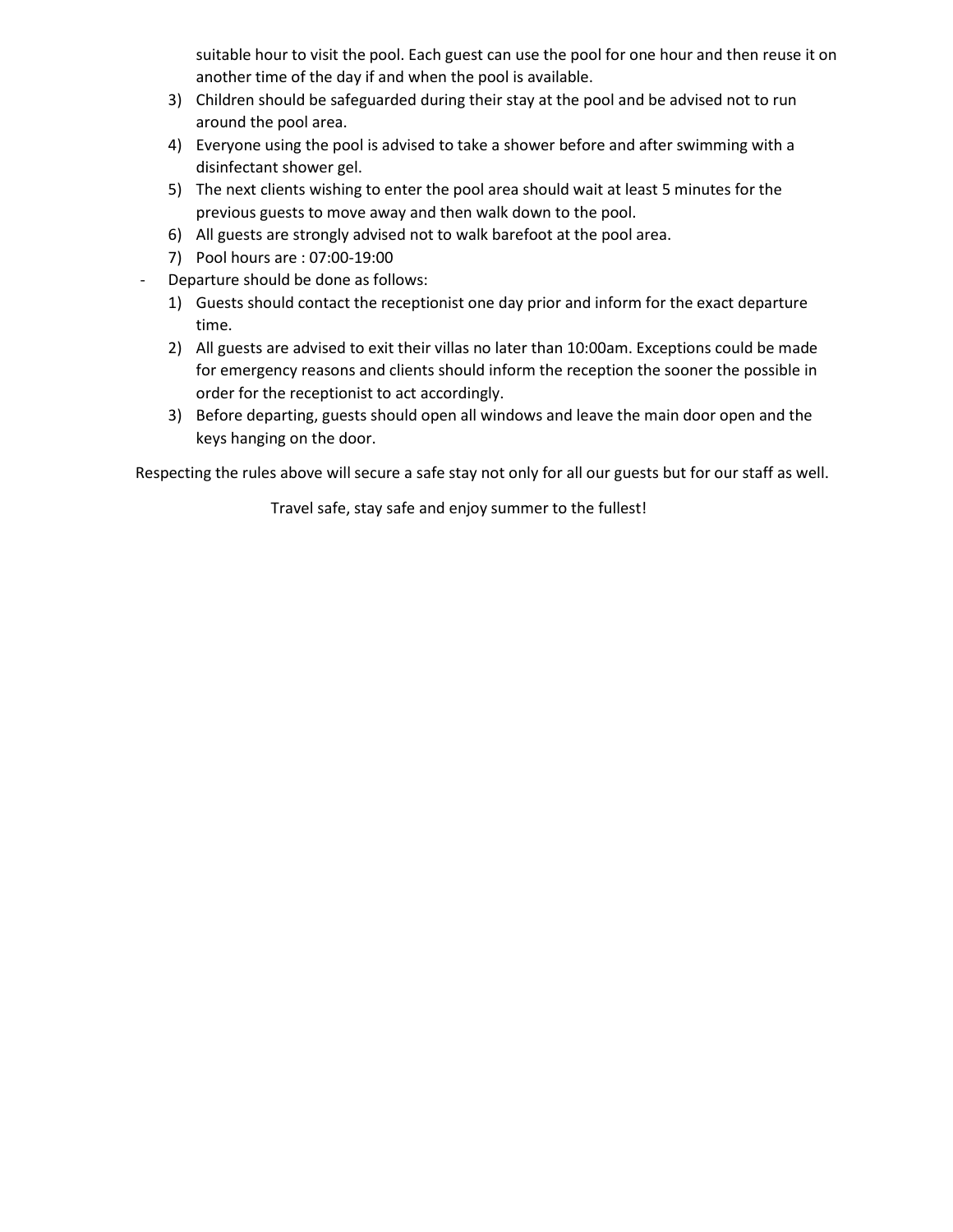suitable hour to visit the pool. Each guest can use the pool for one hour and then reuse it on another time of the day if and when the pool is available.

3) Children should be safeguarded during their stay at the pool and be advised not to run around the pool area.
4) Everyone using the pool is advised to take a shower before and after swimming with a disinfectant shower gel.
5) The next clients wishing to enter the pool area should wait at least 5 minutes for the previous guests to move away and then walk down to the pool.
6) All guests are strongly advised not to walk barefoot at the pool area.
7) Pool hours are : 07:00-19:00

- Departure should be done as follows:
  1) Guests should contact the receptionist one day prior and inform for the exact departure time.
  2) All guests are advised to exit their villas no later than 10:00am. Exceptions could be made for emergency reasons and clients should inform the reception the sooner the possible in order for the receptionist to act accordingly.
  3) Before departing, guests should open all windows and leave the main door open and the keys hanging on the door.

Respecting the rules above will secure a safe stay not only for all our guests but for our staff as well.

Travel safe, stay safe and enjoy summer to the fullest!